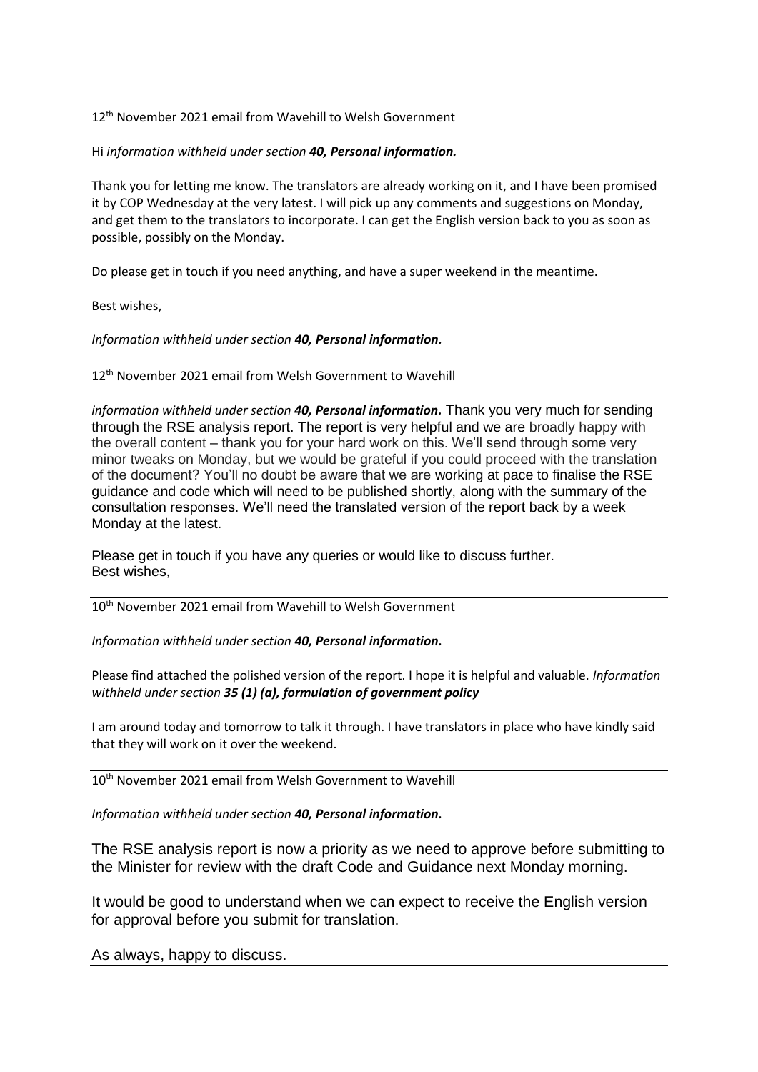12th November 2021 email from Wavehill to Welsh Government

Hi *information withheld under section **40, Personal information.***

Thank you for letting me know. The translators are already working on it, and I have been promised it by COP Wednesday at the very latest. I will pick up any comments and suggestions on Monday, and get them to the translators to incorporate. I can get the English version back to you as soon as possible, possibly on the Monday.

Do please get in touch if you need anything, and have a super weekend in the meantime.

Best wishes,

*Information withheld under section **40, Personal information.***

---

12th November 2021 email from Welsh Government to Wavehill

*information withheld under section **40, Personal information.*** Thank you very much for sending through the RSE analysis report. The report is very helpful and we are broadly happy with the overall content – thank you for your hard work on this. We'll send through some very minor tweaks on Monday, but we would be grateful if you could proceed with the translation of the document? You'll no doubt be aware that we are working at pace to finalise the RSE guidance and code which will need to be published shortly, along with the summary of the consultation responses. We'll need the translated version of the report back by a week Monday at the latest.

Please get in touch if you have any queries or would like to discuss further.
Best wishes,

---

10th November 2021 email from Wavehill to Welsh Government

*Information withheld under section **40, Personal information.***

Please find attached the polished version of the report. I hope it is helpful and valuable. *Information withheld under section **35 (1) (a), formulation of government policy***

I am around today and tomorrow to talk it through. I have translators in place who have kindly said that they will work on it over the weekend.

---

10th November 2021 email from Welsh Government to Wavehill

*Information withheld under section **40, Personal information.***

The RSE analysis report is now a priority as we need to approve before submitting to the Minister for review with the draft Code and Guidance next Monday morning.

It would be good to understand when we can expect to receive the English version for approval before you submit for translation.

As always, happy to discuss.

---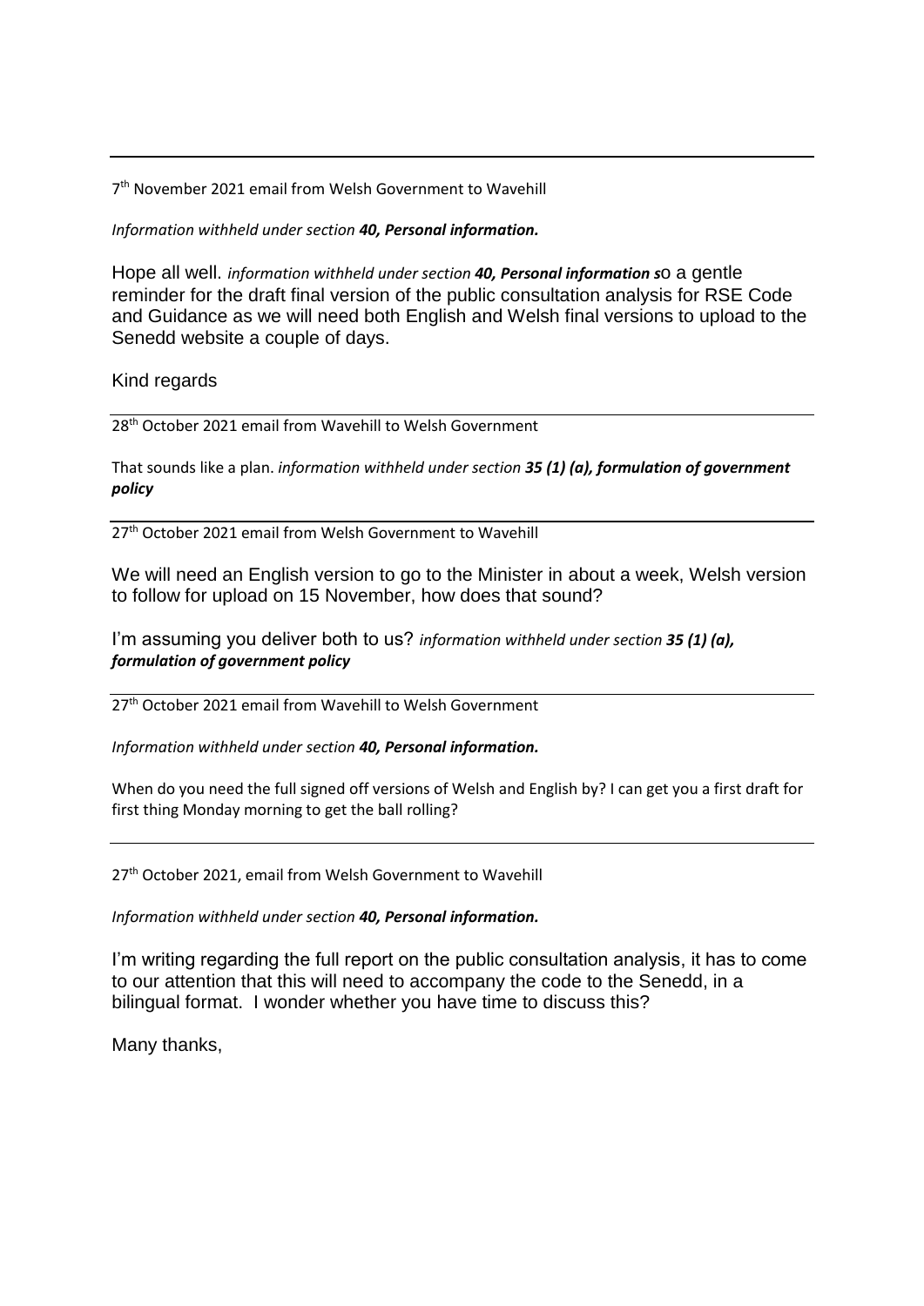---

7th November 2021 email from Welsh Government to Wavehill

*Information withheld under section **40, Personal information.***

Hope all well. *information withheld under section **40, Personal information** s*o a gentle reminder for the draft final version of the public consultation analysis for RSE Code and Guidance as we will need both English and Welsh final versions to upload to the Senedd website a couple of days.

Kind regards

---

28th October 2021 email from Wavehill to Welsh Government

That sounds like a plan. *information withheld under section **35 (1) (a), formulation of government policy***

---

27th October 2021 email from Welsh Government to Wavehill

We will need an English version to go to the Minister in about a week, Welsh version to follow for upload on 15 November, how does that sound?

I'm assuming you deliver both to us? *information withheld under section **35 (1) (a), formulation of government policy***

---

27th October 2021 email from Wavehill to Welsh Government

*Information withheld under section **40, Personal information.***

When do you need the full signed off versions of Welsh and English by? I can get you a first draft for first thing Monday morning to get the ball rolling?

---

27th October 2021, email from Welsh Government to Wavehill

*Information withheld under section **40, Personal information.***

I'm writing regarding the full report on the public consultation analysis, it has to come to our attention that this will need to accompany the code to the Senedd, in a bilingual format. I wonder whether you have time to discuss this?

Many thanks,